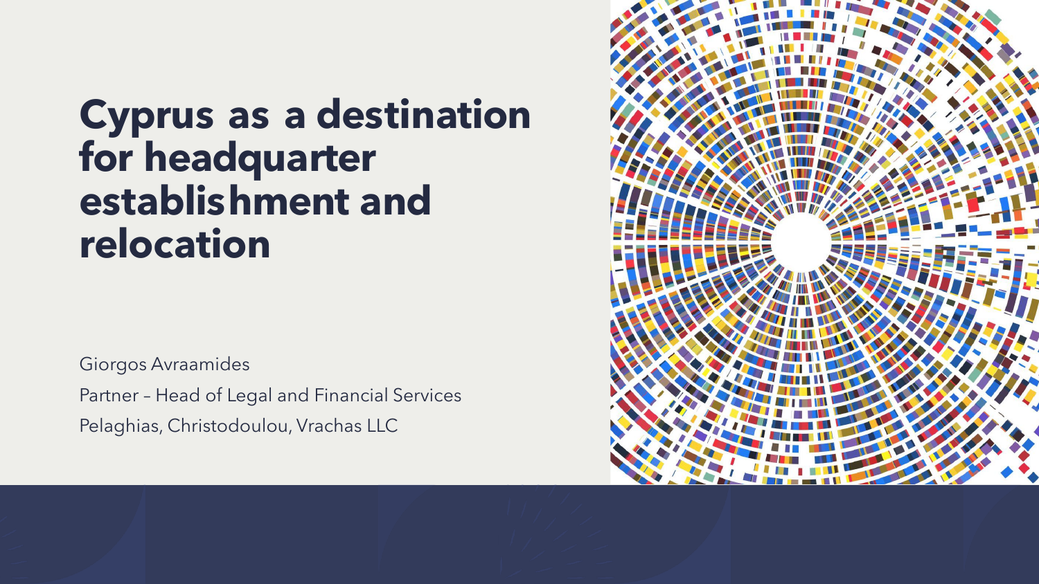# Cyprus as a destination for headquarter establishment and relocation

Giorgos Avraamides

Partner – Head of Legal and Financial Services

Pelaghias, Christodoulou, Vrachas LLC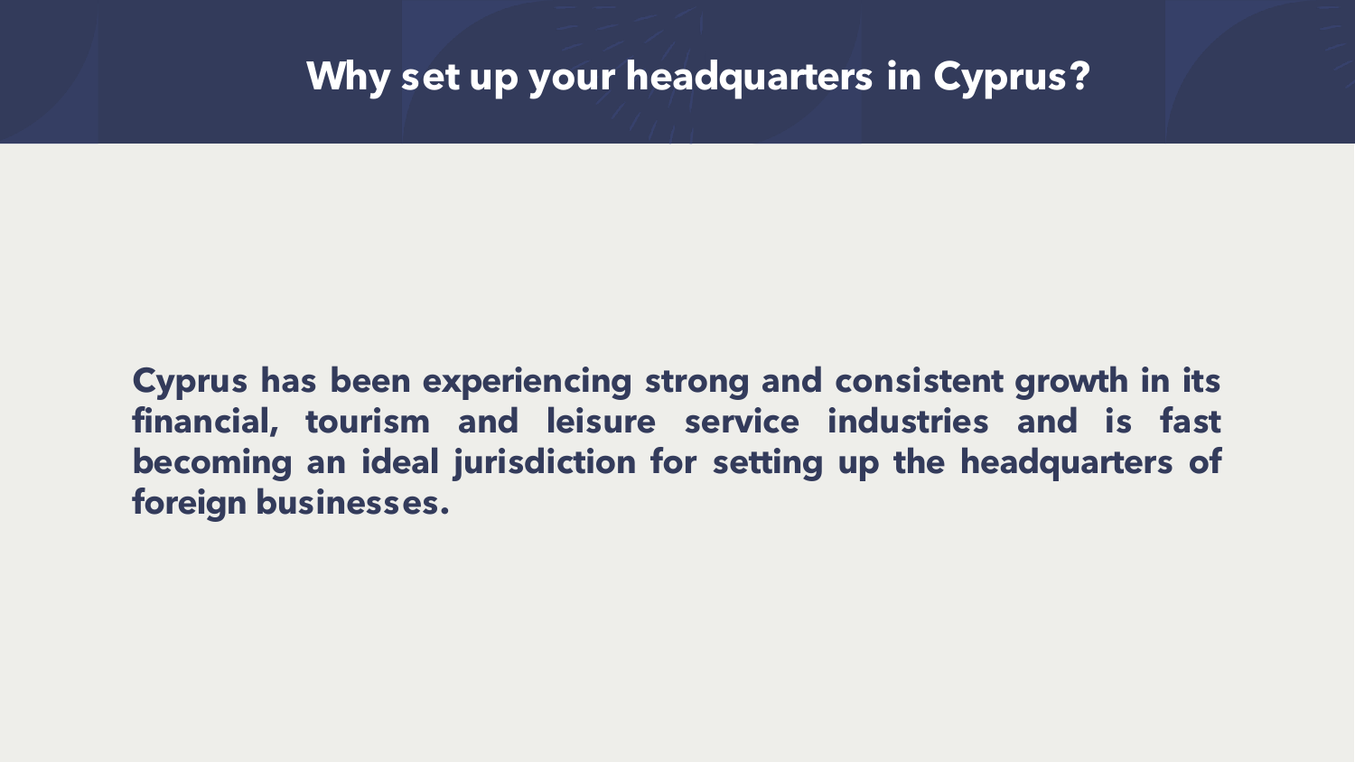# Why set up your headquarters in Cyprus?

**Cyprus has been experiencing strong and consistent growth in its financial, tourism and leisure service industries and is fast becoming an ideal jurisdiction for setting up the headquarters of foreign businesses.**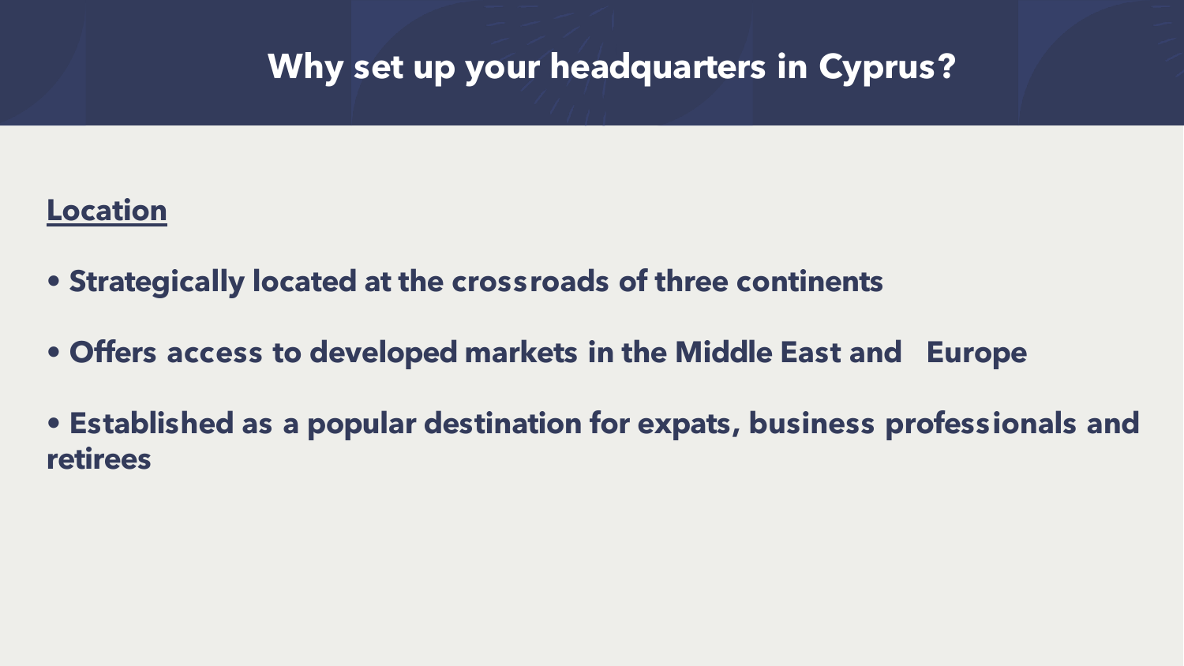# Why set up your headquarters in Cyprus?

## Location

- **Strategically located at the crossroads of three continents**
- **Offers access to developed markets in the Middle East and Europe**
- **Established as a popular destination for expats, business professionals and retirees**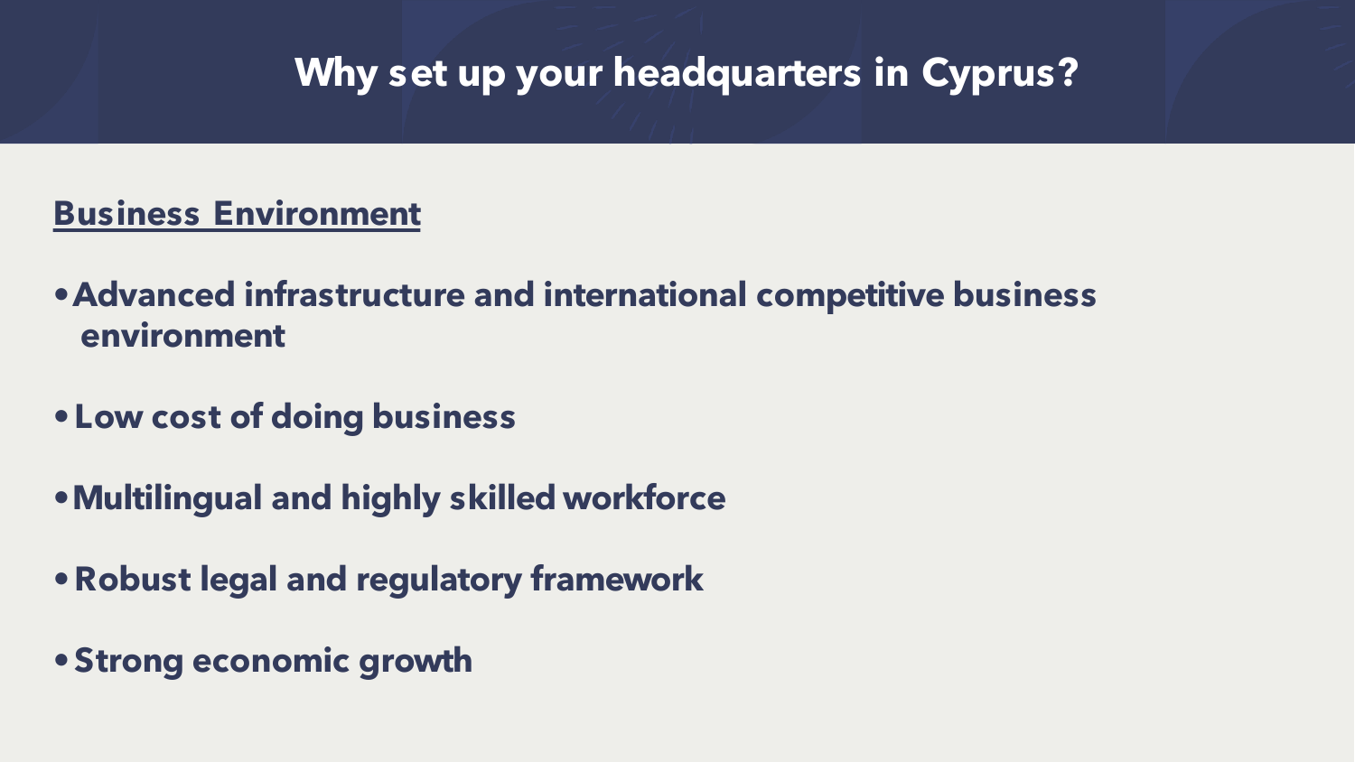# Why set up your headquarters in Cyprus?

**Business Environment**

- **Advanced infrastructure and international competitive business environment**
- **Low cost of doing business**
- **Multilingual and highly skilled workforce**
- **Robust legal and regulatory framework**
- **Strong economic growth**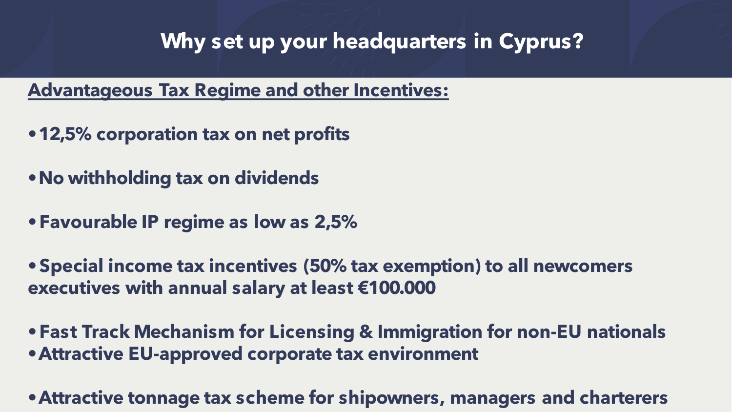# Why set up your headquarters in Cyprus?

**Advantageous Tax Regime and other Incentives:**

- **12,5% corporation tax on net profits**
- **No withholding tax on dividends**
- **Favourable IP regime as low as 2,5%**
- **Special income tax incentives (50% tax exemption) to all newcomers executives with annual salary at least €100.000**
- **Fast Track Mechanism for Licensing & Immigration for non-EU nationals**
- **Attractive EU-approved corporate tax environment**
- **Attractive tonnage tax scheme for shipowners, managers and charterers**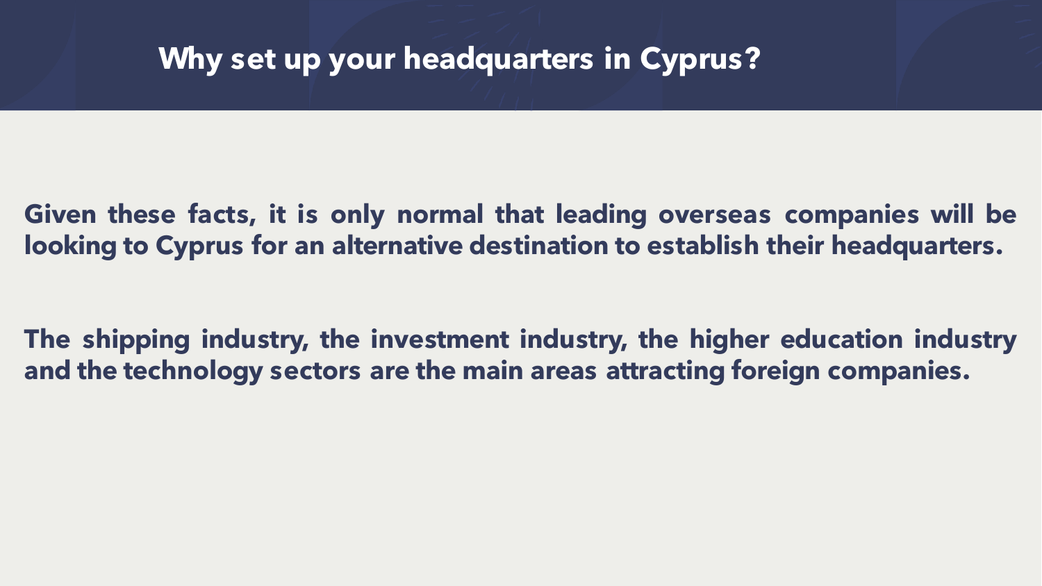# Why set up your headquarters in Cyprus?

**Given these facts, it is only normal that leading overseas companies will be looking to Cyprus for an alternative destination to establish their headquarters.**

**The shipping industry, the investment industry, the higher education industry and the technology sectors are the main areas attracting foreign companies.**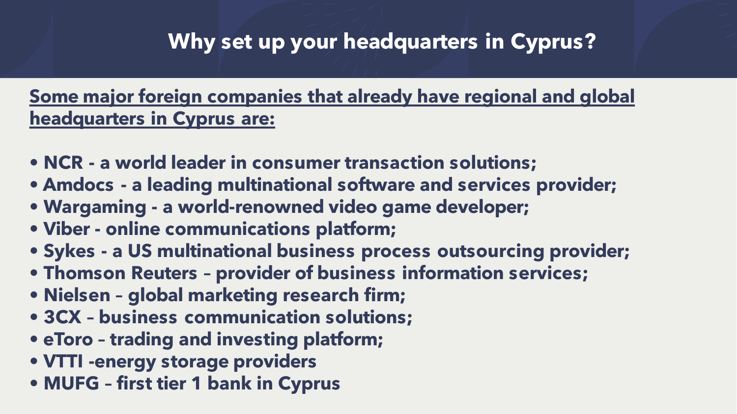# Why set up your headquarters in Cyprus?

**<u>Some major foreign companies that already have regional and global headquarters in Cyprus are:</u>**

- **NCR - a world leader in consumer transaction solutions;**
- **Amdocs - a leading multinational software and services provider;**
- **Wargaming - a world-renowned video game developer;**
- **Viber - online communications platform;**
- **Sykes - a US multinational business process outsourcing provider;**
- **Thomson Reuters – provider of business information services;**
- **Nielsen – global marketing research firm;**
- **3CX – business communication solutions;**
- **eToro – trading and investing platform;**
- **VTTI -energy storage providers**
- **MUFG – first tier 1 bank in Cyprus**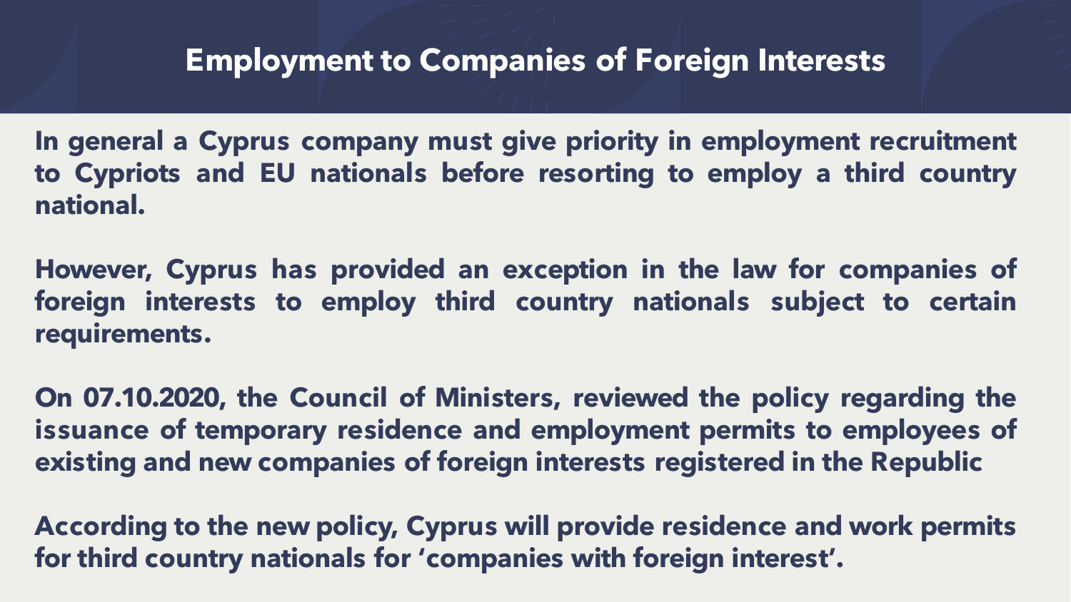# Employment to Companies of Foreign Interests

**In general a Cyprus company must give priority in employment recruitment to Cypriots and EU nationals before resorting to employ a third country national.**

**However, Cyprus has provided an exception in the law for companies of foreign interests to employ third country nationals subject to certain requirements.**

**On 07.10.2020, the Council of Ministers, reviewed the policy regarding the issuance of temporary residence and employment permits to employees of existing and new companies of foreign interests registered in the Republic**

**According to the new policy, Cyprus will provide residence and work permits for third country nationals for 'companies with foreign interest'.**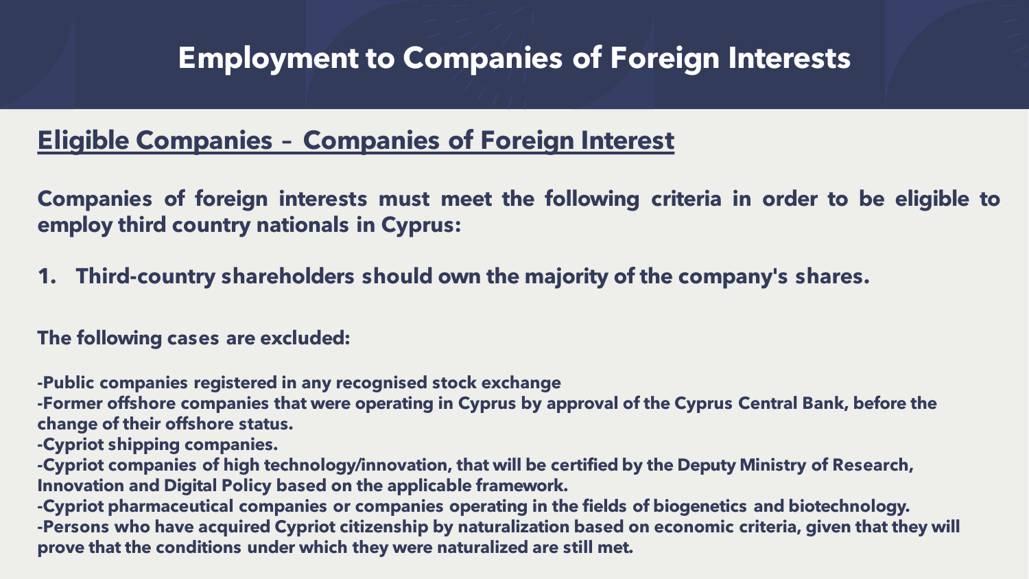# Employment to Companies of Foreign Interests

## Eligible Companies – Companies of Foreign Interest

**Companies of foreign interests must meet the following criteria in order to be eligible to employ third country nationals in Cyprus:**

1. **Third-country shareholders should own the majority of the company's shares.**

**The following cases are excluded:**

**-Public companies registered in any recognised stock exchange**
**-Former offshore companies that were operating in Cyprus by approval of the Cyprus Central Bank, before the change of their offshore status.**
**-Cypriot shipping companies.**
**-Cypriot companies of high technology/innovation, that will be certified by the Deputy Ministry of Research, Innovation and Digital Policy based on the applicable framework.**
**-Cypriot pharmaceutical companies or companies operating in the fields of biogenetics and biotechnology.**
**-Persons who have acquired Cypriot citizenship by naturalization based on economic criteria, given that they will prove that the conditions under which they were naturalized are still met.**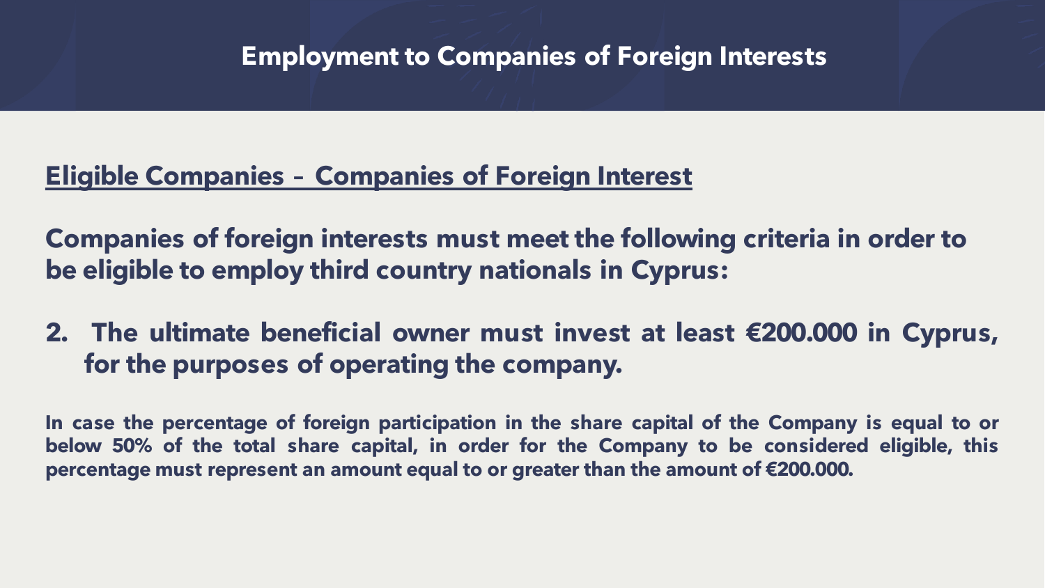# Employment to Companies of Foreign Interests

## Eligible Companies – Companies of Foreign Interest

**Companies of foreign interests must meet the following criteria in order to be eligible to employ third country nationals in Cyprus:**

2. **The ultimate beneficial owner must invest at least €200.000 in Cyprus, for the purposes of operating the company.**

**In case the percentage of foreign participation in the share capital of the Company is equal to or below 50% of the total share capital, in order for the Company to be considered eligible, this percentage must represent an amount equal to or greater than the amount of €200.000.**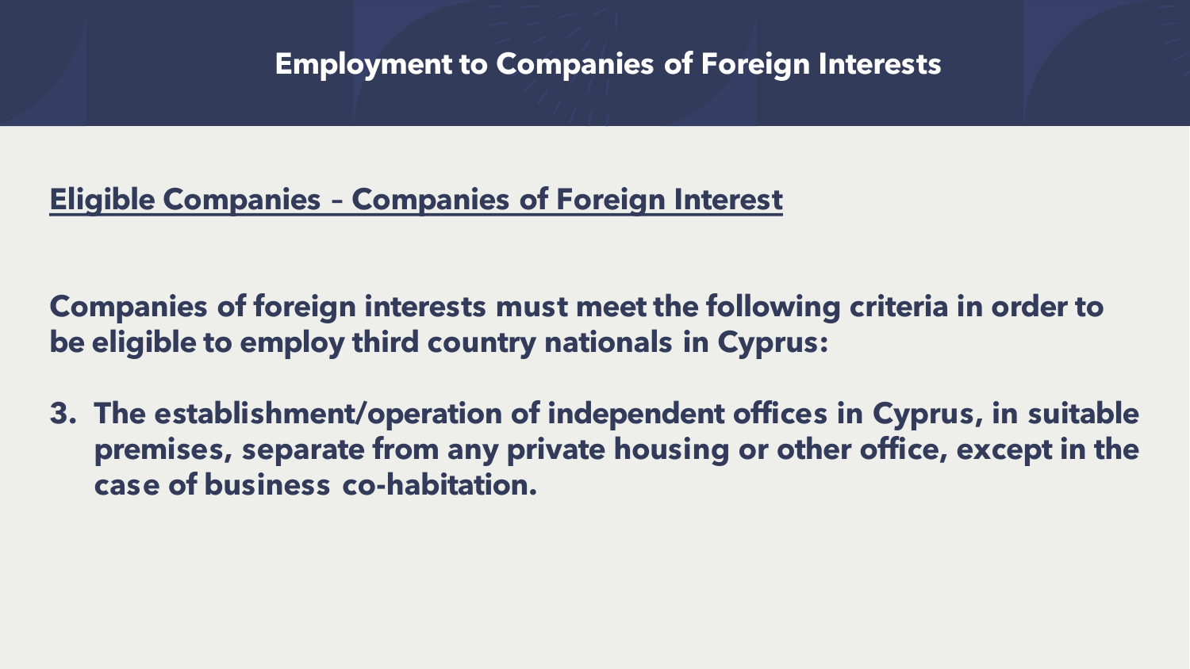# Employment to Companies of Foreign Interests

## Eligible Companies – Companies of Foreign Interest

**Companies of foreign interests must meet the following criteria in order to be eligible to employ third country nationals in Cyprus:**

3. **The establishment/operation of independent offices in Cyprus, in suitable premises, separate from any private housing or other office, except in the case of business co-habitation.**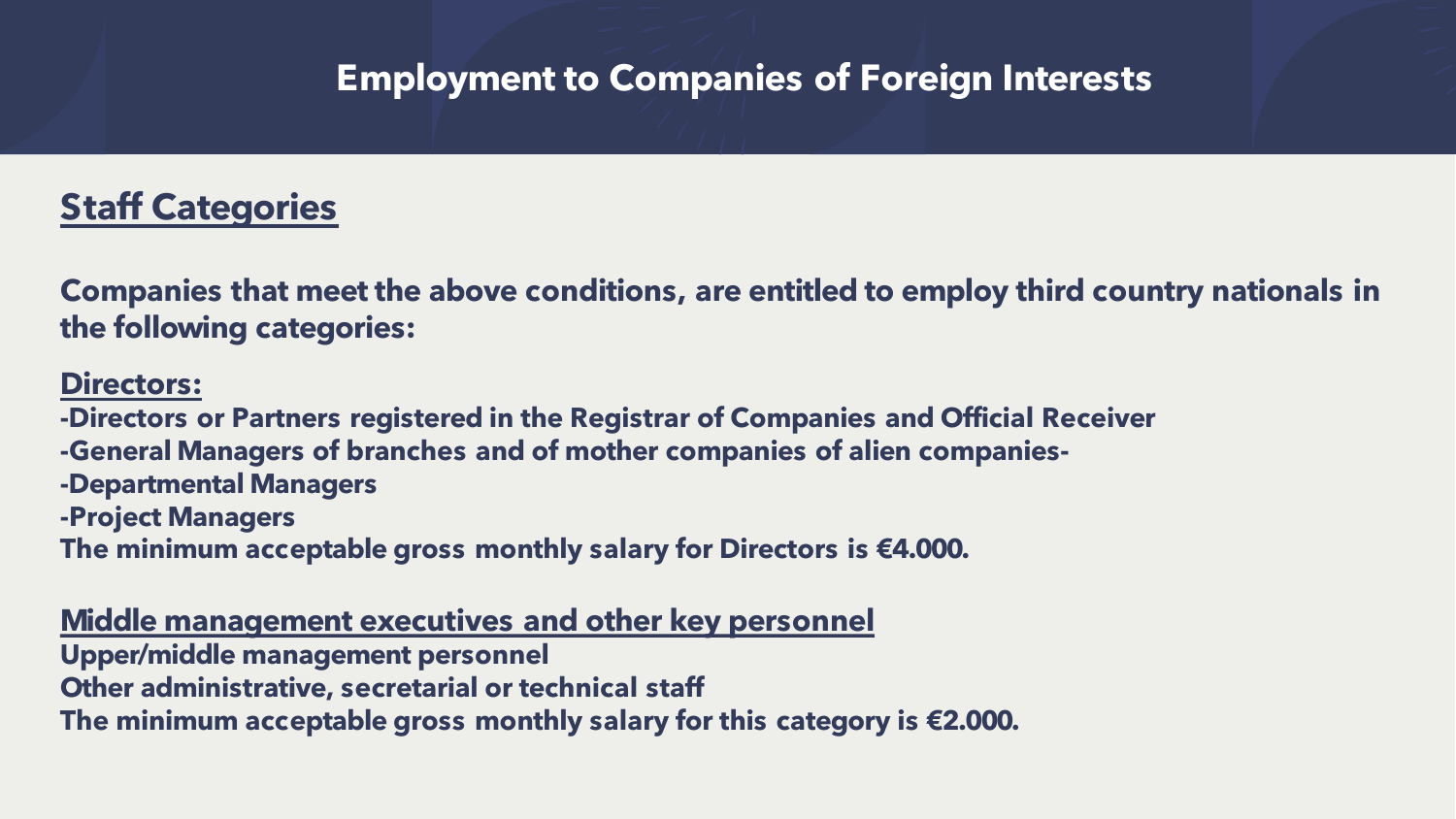# Employment to Companies of Foreign Interests

## Staff Categories

**Companies that meet the above conditions, are entitled to employ third country nationals in the following categories:**

### Directors:

**-Directors or Partners registered in the Registrar of Companies and Official Receiver**
**-General Managers of branches and of mother companies of alien companies-**
**-Departmental Managers**
**-Project Managers**
**The minimum acceptable gross monthly salary for Directors is €4.000.**

### Middle management executives and other key personnel

**Upper/middle management personnel**
**Other administrative, secretarial or technical staff**
**The minimum acceptable gross monthly salary for this category is €2.000.**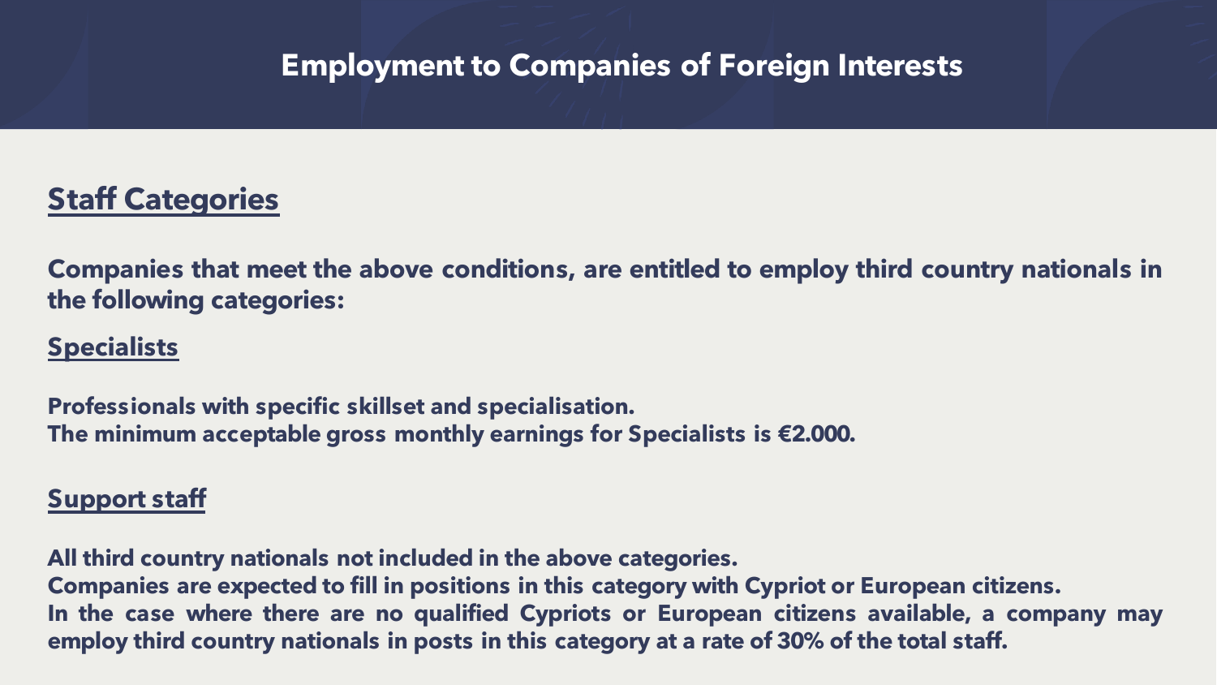# Employment to Companies of Foreign Interests

## Staff Categories

**Companies that meet the above conditions, are entitled to employ third country nationals in the following categories:**

### Specialists

**Professionals with specific skillset and specialisation.**
**The minimum acceptable gross monthly earnings for Specialists is €2.000.**

### Support staff

**All third country nationals not included in the above categories.**
**Companies are expected to fill in positions in this category with Cypriot or European citizens.**
**In the case where there are no qualified Cypriots or European citizens available, a company may employ third country nationals in posts in this category at a rate of 30% of the total staff.**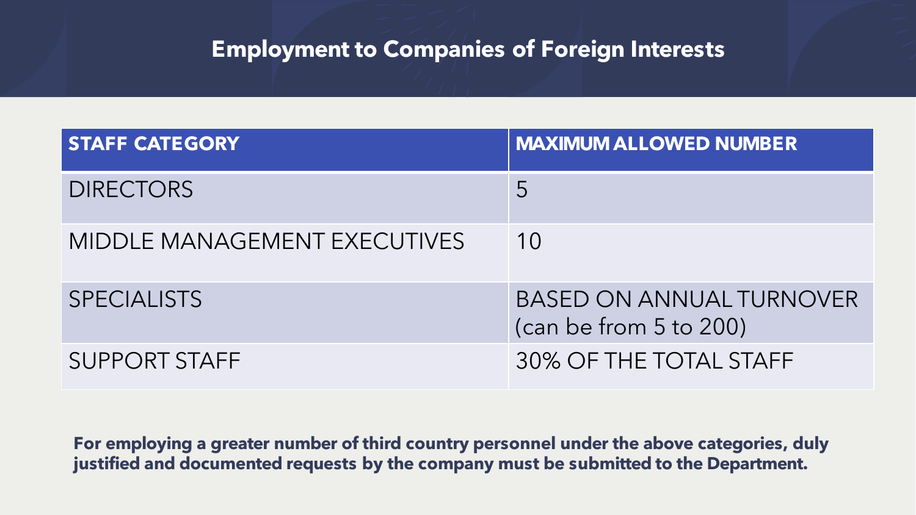# Employment to Companies of Foreign Interests

| STAFF CATEGORY | MAXIMUM ALLOWED NUMBER |
| --- | --- |
| DIRECTORS | 5 |
| MIDDLE MANAGEMENT EXECUTIVES | 10 |
| SPECIALISTS | BASED ON ANNUAL TURNOVER (can be from 5 to 200) |
| SUPPORT STAFF | 30% OF THE TOTAL STAFF |

**For employing a greater number of third country personnel under the above categories, duly justified and documented requests by the company must be submitted to the Department.**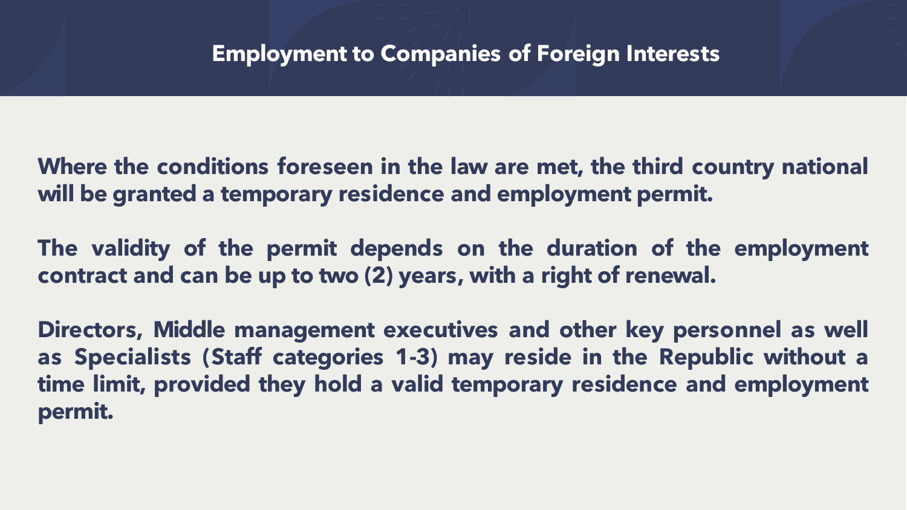# Employment to Companies of Foreign Interests

**Where the conditions foreseen in the law are met, the third country national will be granted a temporary residence and employment permit.**

**The validity of the permit depends on the duration of the employment contract and can be up to two (2) years, with a right of renewal.**

**Directors, Middle management executives and other key personnel as well as Specialists (Staff categories 1-3) may reside in the Republic without a time limit, provided they hold a valid temporary residence and employment permit.**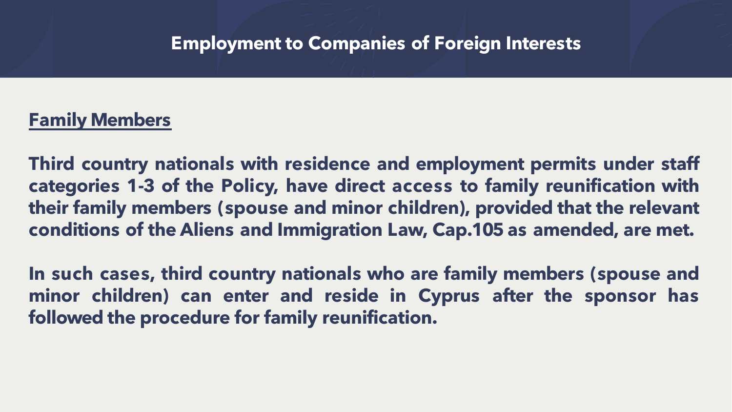# Employment to Companies of Foreign Interests

## Family Members

**Third country nationals with residence and employment permits under staff categories 1-3 of the Policy, have direct access to family reunification with their family members (spouse and minor children), provided that the relevant conditions of the Aliens and Immigration Law, Cap.105 as amended, are met.**

**In such cases, third country nationals who are family members (spouse and minor children) can enter and reside in Cyprus after the sponsor has followed the procedure for family reunification.**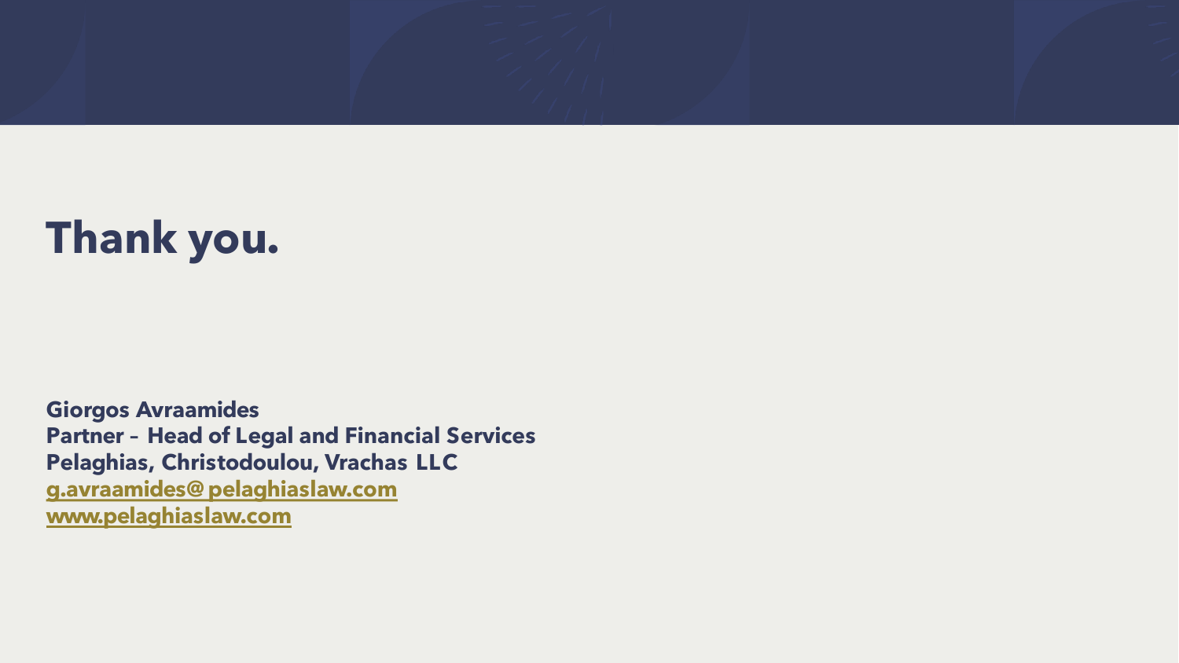# Thank you.

**Giorgos Avraamides**
**Partner – Head of Legal and Financial Services**
**Pelaghias, Christodoulou, Vrachas LLC**
**g.avraamides@pelaghiaslaw.com**
**www.pelaghiaslaw.com**